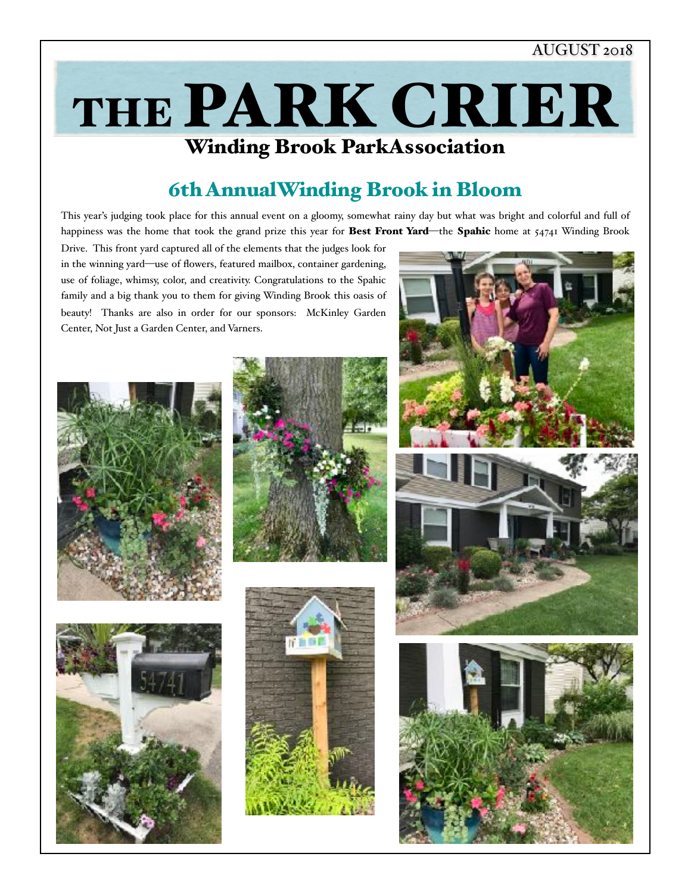AUGUST 2018

# THE PARK CRIER

## Winding Brook ParkAssociation

## 6th AnnualWinding Brook in Bloom

This year's judging took place for this annual event on a gloomy, somewhat rainy day but what was bright and colorful and full of happiness was the home that took the grand prize this year for **Best Front Yard**—the **Spahic** home at 54741 Winding Brook Drive. This front yard captured all of the elements that the judges look for in the winning yard—use of flowers, featured mailbox, container gardening, use of foliage, whimsy, color, and creativity. Congratulations to the Spahic family and a big thank you to them for giving Winding Brook this oasis of beauty! Thanks are also in order for our sponsors: McKinley Garden Center, Not Just a Garden Center, and Varners.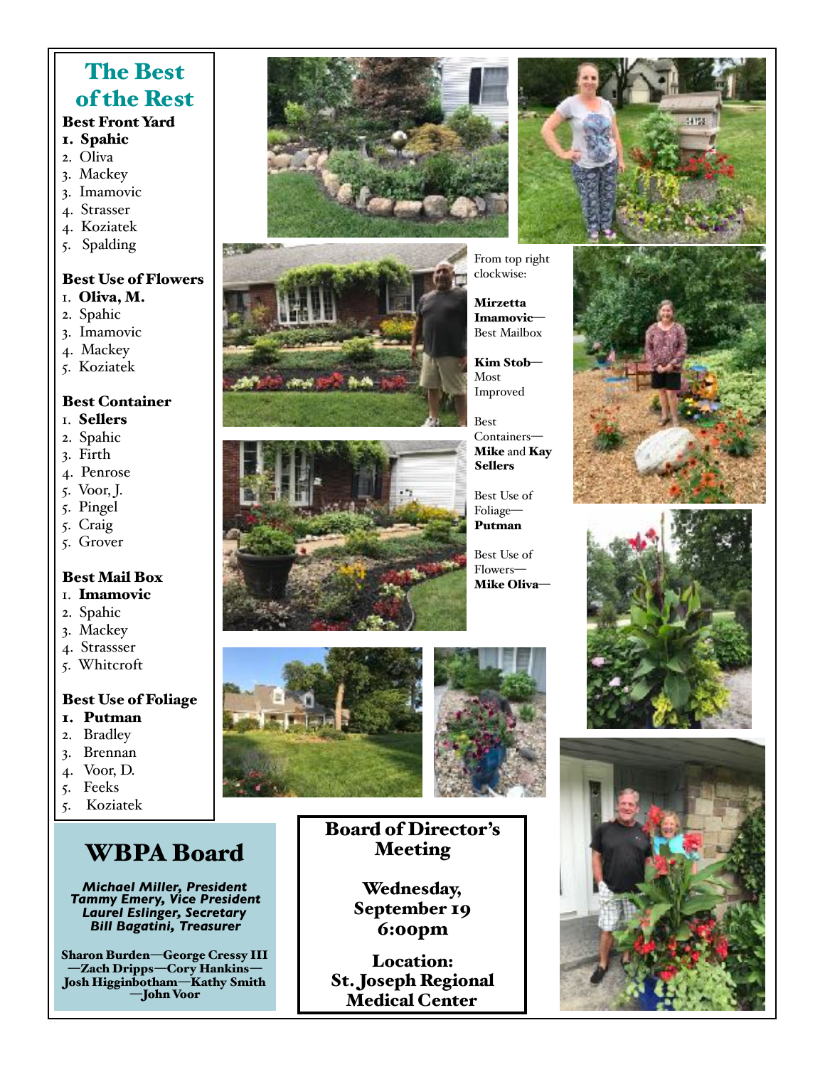# The Best of the Rest

**Best Front Yard**

1. **Spahic**
2. Oliva
3. Mackey
3. Imamovic
4. Strasser
4. Koziatek
5. Spalding

**Best Use of Flowers**

1. **Oliva, M.**
2. Spahic
3. Imamovic
4. Mackey
5. Koziatek

**Best Container**

1. **Sellers**
2. Spahic
3. Firth
4. Penrose
5. Voor, J.
5. Pingel
5. Craig
5. Grover

**Best Mail Box**

1. **Imamovic**
2. Spahic
3. Mackey
4. Strassser
5. Whitcroft

**Best Use of Foliage**

1. **Putman**
2. Bradley
3. Brennan
4. Voor, D.
5. Feeks
5. Koziatek

From top right clockwise:

**Mirzetta Imamovic**—Best Mailbox

**Kim Stob**—Most Improved

Best Containers—**Mike** and **Kay Sellers**

Best Use of Foliage—**Putman**

Best Use of Flowers—**Mike Oliva**—

# WBPA Board

***Michael Miller, President***
***Tammy Emery, Vice President***
***Laurel Eslinger, Secretary***
***Bill Bagatini, Treasurer***

**Sharon Burden—George Cressy III—Zach Dripps—Cory Hankins—Josh Higginbotham—Kathy Smith—John Voor**

## Board of Director's Meeting

**Wednesday, September 19**
**6:00pm**

**Location:**
**St. Joseph Regional Medical Center**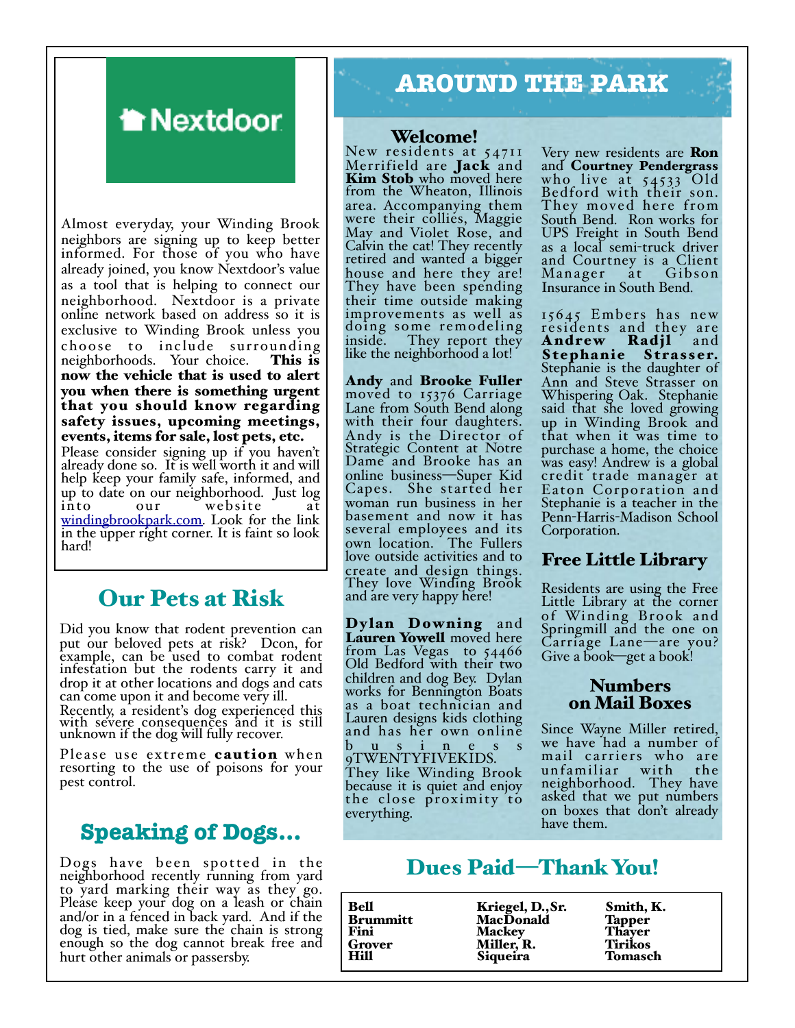# Nextdoor

Almost everyday, your Winding Brook neighbors are signing up to keep better informed. For those of you who have already joined, you know Nextdoor's value as a tool that is helping to connect our neighborhood. Nextdoor is a private online network based on address so it is exclusive to Winding Brook unless you choose to include surrounding neighborhoods. Your choice. **This is now the vehicle that is used to alert you when there is something urgent that you should know regarding safety issues, upcoming meetings, events, items for sale, lost pets, etc.**

Please consider signing up if you haven't already done so. It is well worth it and will help keep your family safe, informed, and up to date on our neighborhood. Just log into our website at windingbrookpark.com. Look for the link in the upper right corner. It is faint so look hard!

## Our Pets at Risk

Did you know that rodent prevention can put our beloved pets at risk? Dcon, for example, can be used to combat rodent infestation but the rodents carry it and drop it at other locations and dogs and cats can come upon it and become very ill. Recently, a resident's dog experienced this with severe consequences and it is still unknown if the dog will fully recover.

Please use extreme **caution** when resorting to the use of poisons for your pest control.

## Speaking of Dogs…

Dogs have been spotted in the neighborhood recently running from yard to yard marking their way as they go. Please keep your dog on a leash or chain and/or in a fenced in back yard. And if the dog is tied, make sure the chain is strong enough so the dog cannot break free and hurt other animals or passersby.

# AROUND THE PARK

## Welcome!

New residents at 54711 Merrifield are **Jack** and **Kim Stob** who moved here from the Wheaton, Illinois area. Accompanying them were their collies, Maggie May and Violet Rose, and Calvin the cat! They recently retired and wanted a bigger house and here they are! They have been spending their time outside making improvements as well as doing some remodeling inside. They report they like the neighborhood a lot!

**Andy** and **Brooke Fuller** moved to 15376 Carriage Lane from South Bend along with their four daughters. Andy is the Director of Strategic Content at Notre Dame and Brooke has an online business—Super Kid Capes. She started her woman run business in her basement and now it has several employees and its own location. The Fullers love outside activities and to create and design things. They love Winding Brook and are very happy here!

**Dylan Downing** and **Lauren Yowell** moved here from Las Vegas to 54466 Old Bedford with their two children and dog Bey. Dylan works for Bennington Boats as a boat technician and Lauren designs kids clothing and has her own online business 9TWENTYFIVEKIDS. They like Winding Brook because it is quiet and enjoy the close proximity to everything.

Very new residents are **Ron** and **Courtney Pendergrass** who live at 54533 Old Bedford with their son. They moved here from South Bend. Ron works for UPS Freight in South Bend as a local semi-truck driver and Courtney is a Client Manager at Gibson Insurance in South Bend.

15645 Embers has new residents and they are **Andrew Radjl** and **Stephanie Strasser.** Stephanie is the daughter of Ann and Steve Strasser on Whispering Oak. Stephanie said that she loved growing up in Winding Brook and that when it was time to purchase a home, the choice was easy! Andrew is a global credit trade manager at Eaton Corporation and Stephanie is a teacher in the Penn-Harris-Madison School Corporation.

## Free Little Library

Residents are using the Free Little Library at the corner of Winding Brook and Springmill and the one on Carriage Lane—are you? Give a book—get a book!

## Numbers on Mail Boxes

Since Wayne Miller retired, we have had a number of mail carriers who are unfamiliar with the neighborhood. They have asked that we put numbers on boxes that don't already have them.

## Dues Paid—Thank You!

| | | |
|---|---|---|
| **Bell** | **Kriegel, D.,Sr.** | **Smith, K.** |
| **Brummitt** | **MacDonald** | **Tapper** |
| **Fini** | **Mackey** | **Thayer** |
| **Grover** | **Miller, R.** | **Tirikos** |
| **Hill** | **Siqueira** | **Tomasch** |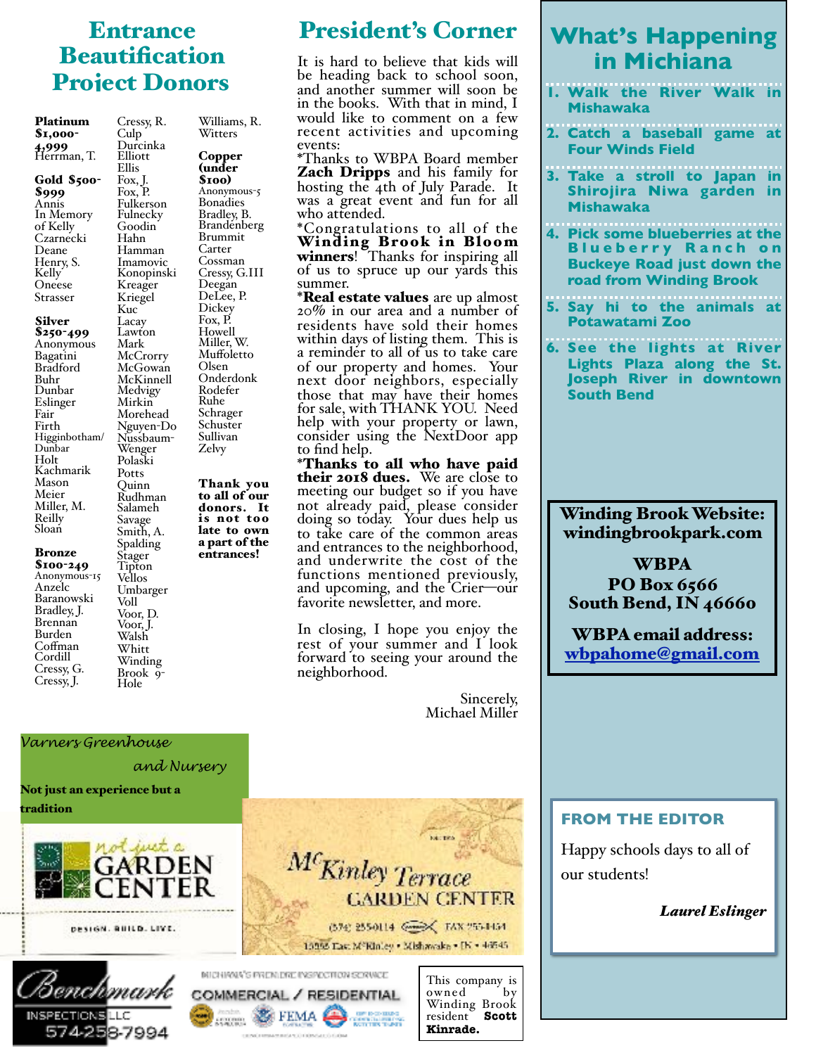# Entrance Beautification Project Donors

**Platinum $1,000-4,999**
Herrman, T.

**Gold $500-$999**
Annis
In Memory of Kelly
Czarnecki
Deane
Henry, S.
Kelly
Oneese
Strasser

**Silver $250-499**
Anonymous
Bagatini
Bradford
Buhr
Dunbar
Eslinger
Fair
Firth
Higginbotham/Dunbar
Holt
Kachmarik
Mason
Meier
Miller, M.
Reilly
Sloan

**Bronze $100-249**
Anonymous-15
Anzelc
Baranowski
Bradley, J.
Brennan
Burden
Coffman
Cordill
Cressy, G.
Cressy, J.
Cressy, R.
Culp
Durcinka
Elliott
Ellis
Fox, J.
Fox, P.
Fulkerson
Fulnecky
Goodin
Hahn
Hamman
Imamovic
Konopinski
Kreager
Kriegel
Kuc
Lacay
Lawton
Mark
McCrorry
McGowan
McKinnell
Medvigy
Mirkin
Morehead
Nguyen-Do
Nussbaum-Wenger
Polaski
Potts
Quinn
Rudhman
Salameh
Savage
Smith, A.
Spalding
Stager
Tipton
Vellos
Umbarger
Voll
Voor, D.
Voor, J.
Walsh
Whitt
Winding Brook 9-Hole
Williams, R.
Witters

**Copper (under $100)**
Anonymous-5
Bonadies
Bradley, B.
Brandenberg
Brummit
Carter
Cossman
Cressy, G.III
Deegan
DeLee, P.
Dickey
Fox, P.
Howell
Miller, W.
Muffoletto
Olsen
Onderdonk
Rodefer
Ruhe
Schrager
Schuster
Sullivan
Zelvy

**Thank you to all of our donors. It is not too late to own a part of the entrances!**

# President's Corner

It is hard to believe that kids will be heading back to school soon, and another summer will soon be in the books. With that in mind, I would like to comment on a few recent activities and upcoming events:

*Thanks to WBPA Board member **Zach Dripps** and his family for hosting the 4th of July Parade. It was a great event and fun for all who attended.

*Congratulations to all of the **Winding Brook in Bloom winners**! Thanks for inspiring all of us to spruce up our yards this summer.

***Real estate values** are up almost 20% in our area and a number of residents have sold their homes within days of listing them. This is a reminder to all of us to take care of our property and homes. Your next door neighbors, especially those that may have their homes for sale, with THANK YOU. Need help with your property or lawn, consider using the NextDoor app to find help.

***Thanks to all who have paid their 2018 dues.** We are close to meeting our budget so if you have not already paid, please consider doing so today. Your dues help us to take care of the common areas and entrances to the neighborhood, and underwrite the cost of the functions mentioned previously, and upcoming, and the Crier—our favorite newsletter, and more.

In closing, I hope you enjoy the rest of your summer and I look forward to seeing your around the neighborhood.

Sincerely,
Michael Miller

# What's Happening in Michiana

1. Walk the River Walk in Mishawaka
2. Catch a baseball game at Four Winds Field
3. Take a stroll to Japan in Shirojira Niwa garden in Mishawaka
4. Pick some blueberries at the Blueberry Ranch on Buckeye Road just down the road from Winding Brook
5. Say hi to the animals at Potawatami Zoo
6. See the lights at River Lights Plaza along the St. Joseph River in downtown South Bend

**Winding Brook Website:**
**windingbrookpark.com**

**WBPA**
**PO Box 6566**
**South Bend, IN 46660**

**WBPA email address:**
**wbpahome@gmail.com**

## FROM THE EDITOR

Happy schools days to all of our students!

***Laurel Eslinger***

*Varners Greenhouse and Nursery*

**Not just an experience but a tradition**

not just a GARDEN CENTER

DESIGN. BUILD. LIVE.

McKinley Terrace GARDEN CENTER

(574) 255-0114 FAX 255-1454

13055 E. McKinley • Mishawaka • IN • 46545

Benchmark INSPECTIONS LLC
574-258-7994

MICHIANA'S PREMIERE INSPECTION SERVICE

COMMERCIAL / RESIDENTIAL

FEMA

This company is owned by Winding Brook resident **Scott Kinrade.**